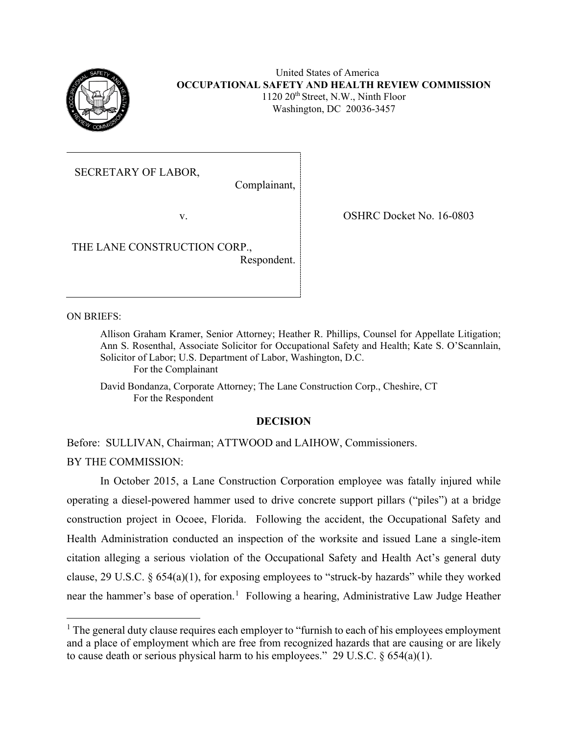United States of America
**OCCUPATIONAL SAFETY AND HEALTH REVIEW COMMISSION**
1120 20th Street, N.W., Ninth Floor
Washington, DC 20036-3457

| | |
|---|---|
| SECRETARY OF LABOR, Complainant, v. THE LANE CONSTRUCTION CORP., Respondent. | OSHRC Docket No. 16-0803 |

ON BRIEFS:

Allison Graham Kramer, Senior Attorney; Heather R. Phillips, Counsel for Appellate Litigation; Ann S. Rosenthal, Associate Solicitor for Occupational Safety and Health; Kate S. O'Scannlain, Solicitor of Labor; U.S. Department of Labor, Washington, D.C.
For the Complainant

David Bondanza, Corporate Attorney; The Lane Construction Corp., Cheshire, CT
For the Respondent

## DECISION

Before: SULLIVAN, Chairman; ATTWOOD and LAIHOW, Commissioners.

BY THE COMMISSION:

In October 2015, a Lane Construction Corporation employee was fatally injured while operating a diesel-powered hammer used to drive concrete support pillars ("piles") at a bridge construction project in Ocoee, Florida. Following the accident, the Occupational Safety and Health Administration conducted an inspection of the worksite and issued Lane a single-item citation alleging a serious violation of the Occupational Safety and Health Act's general duty clause, 29 U.S.C. § 654(a)(1), for exposing employees to "struck-by hazards" while they worked near the hammer's base of operation.[1] Following a hearing, Administrative Law Judge Heather

[1] The general duty clause requires each employer to "furnish to each of his employees employment and a place of employment which are free from recognized hazards that are causing or are likely to cause death or serious physical harm to his employees." 29 U.S.C. § 654(a)(1).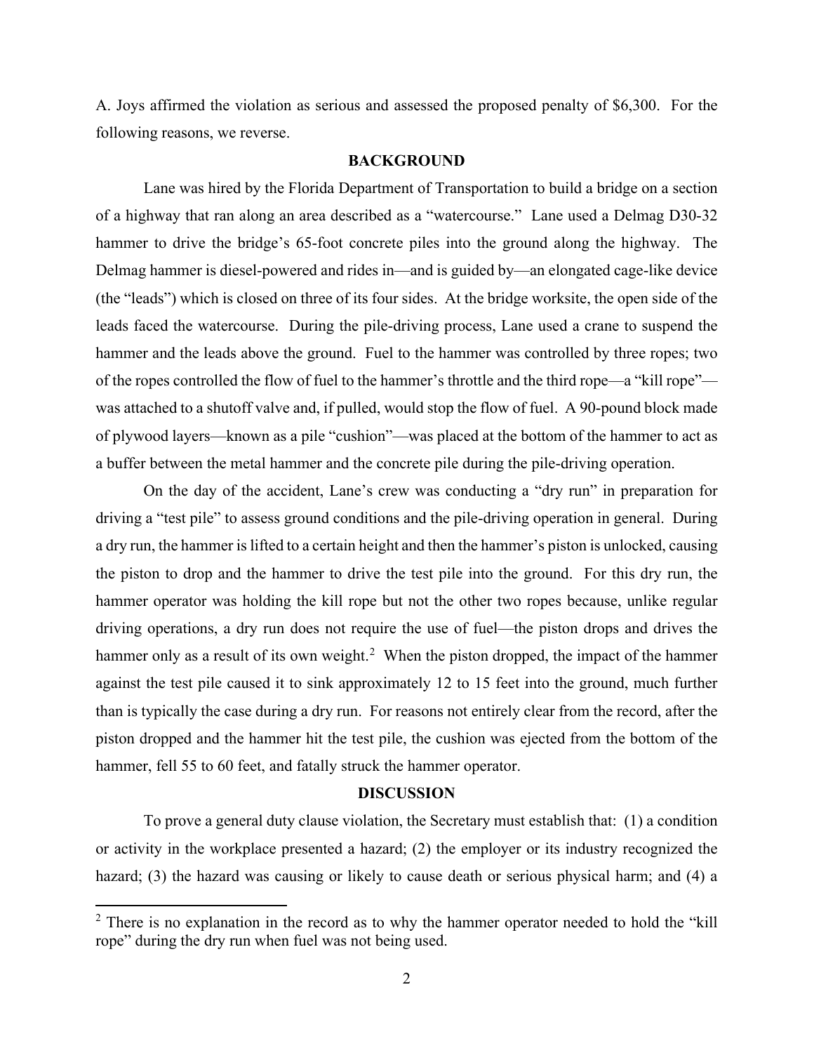A. Joys affirmed the violation as serious and assessed the proposed penalty of $6,300. For the following reasons, we reverse.

## BACKGROUND

Lane was hired by the Florida Department of Transportation to build a bridge on a section of a highway that ran along an area described as a "watercourse." Lane used a Delmag D30-32 hammer to drive the bridge's 65-foot concrete piles into the ground along the highway. The Delmag hammer is diesel-powered and rides in—and is guided by—an elongated cage-like device (the "leads") which is closed on three of its four sides. At the bridge worksite, the open side of the leads faced the watercourse. During the pile-driving process, Lane used a crane to suspend the hammer and the leads above the ground. Fuel to the hammer was controlled by three ropes; two of the ropes controlled the flow of fuel to the hammer's throttle and the third rope—a "kill rope"—was attached to a shutoff valve and, if pulled, would stop the flow of fuel. A 90-pound block made of plywood layers—known as a pile "cushion"—was placed at the bottom of the hammer to act as a buffer between the metal hammer and the concrete pile during the pile-driving operation.

On the day of the accident, Lane's crew was conducting a "dry run" in preparation for driving a "test pile" to assess ground conditions and the pile-driving operation in general. During a dry run, the hammer is lifted to a certain height and then the hammer's piston is unlocked, causing the piston to drop and the hammer to drive the test pile into the ground. For this dry run, the hammer operator was holding the kill rope but not the other two ropes because, unlike regular driving operations, a dry run does not require the use of fuel—the piston drops and drives the hammer only as a result of its own weight.[2] When the piston dropped, the impact of the hammer against the test pile caused it to sink approximately 12 to 15 feet into the ground, much further than is typically the case during a dry run. For reasons not entirely clear from the record, after the piston dropped and the hammer hit the test pile, the cushion was ejected from the bottom of the hammer, fell 55 to 60 feet, and fatally struck the hammer operator.

## DISCUSSION

To prove a general duty clause violation, the Secretary must establish that: (1) a condition or activity in the workplace presented a hazard; (2) the employer or its industry recognized the hazard; (3) the hazard was causing or likely to cause death or serious physical harm; and (4) a

[2] There is no explanation in the record as to why the hammer operator needed to hold the "kill rope" during the dry run when fuel was not being used.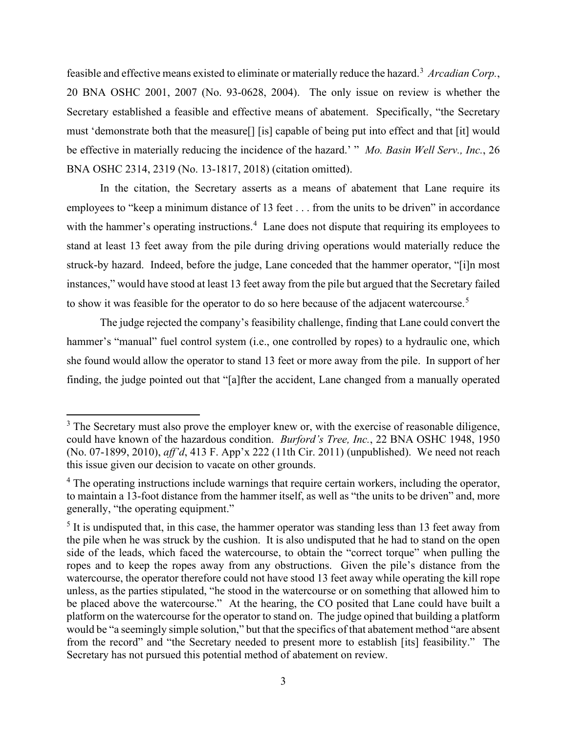feasible and effective means existed to eliminate or materially reduce the hazard.[3] *Arcadian Corp.*, 20 BNA OSHC 2001, 2007 (No. 93-0628, 2004). The only issue on review is whether the Secretary established a feasible and effective means of abatement. Specifically, "the Secretary must 'demonstrate both that the measure[] [is] capable of being put into effect and that [it] would be effective in materially reducing the incidence of the hazard.' " *Mo. Basin Well Serv., Inc.*, 26 BNA OSHC 2314, 2319 (No. 13-1817, 2018) (citation omitted).

In the citation, the Secretary asserts as a means of abatement that Lane require its employees to "keep a minimum distance of 13 feet . . . from the units to be driven" in accordance with the hammer's operating instructions.[4] Lane does not dispute that requiring its employees to stand at least 13 feet away from the pile during driving operations would materially reduce the struck-by hazard. Indeed, before the judge, Lane conceded that the hammer operator, "[i]n most instances," would have stood at least 13 feet away from the pile but argued that the Secretary failed to show it was feasible for the operator to do so here because of the adjacent watercourse.[5]

The judge rejected the company's feasibility challenge, finding that Lane could convert the hammer's "manual" fuel control system (i.e., one controlled by ropes) to a hydraulic one, which she found would allow the operator to stand 13 feet or more away from the pile. In support of her finding, the judge pointed out that "[a]fter the accident, Lane changed from a manually operated

---

[3] The Secretary must also prove the employer knew or, with the exercise of reasonable diligence, could have known of the hazardous condition. *Burford's Tree, Inc.*, 22 BNA OSHC 1948, 1950 (No. 07-1899, 2010), *aff'd*, 413 F. App'x 222 (11th Cir. 2011) (unpublished). We need not reach this issue given our decision to vacate on other grounds.

[4] The operating instructions include warnings that require certain workers, including the operator, to maintain a 13-foot distance from the hammer itself, as well as "the units to be driven" and, more generally, "the operating equipment."

[5] It is undisputed that, in this case, the hammer operator was standing less than 13 feet away from the pile when he was struck by the cushion. It is also undisputed that he had to stand on the open side of the leads, which faced the watercourse, to obtain the "correct torque" when pulling the ropes and to keep the ropes away from any obstructions. Given the pile's distance from the watercourse, the operator therefore could not have stood 13 feet away while operating the kill rope unless, as the parties stipulated, "he stood in the watercourse or on something that allowed him to be placed above the watercourse." At the hearing, the CO posited that Lane could have built a platform on the watercourse for the operator to stand on. The judge opined that building a platform would be "a seemingly simple solution," but that the specifics of that abatement method "are absent from the record" and "the Secretary needed to present more to establish [its] feasibility." The Secretary has not pursued this potential method of abatement on review.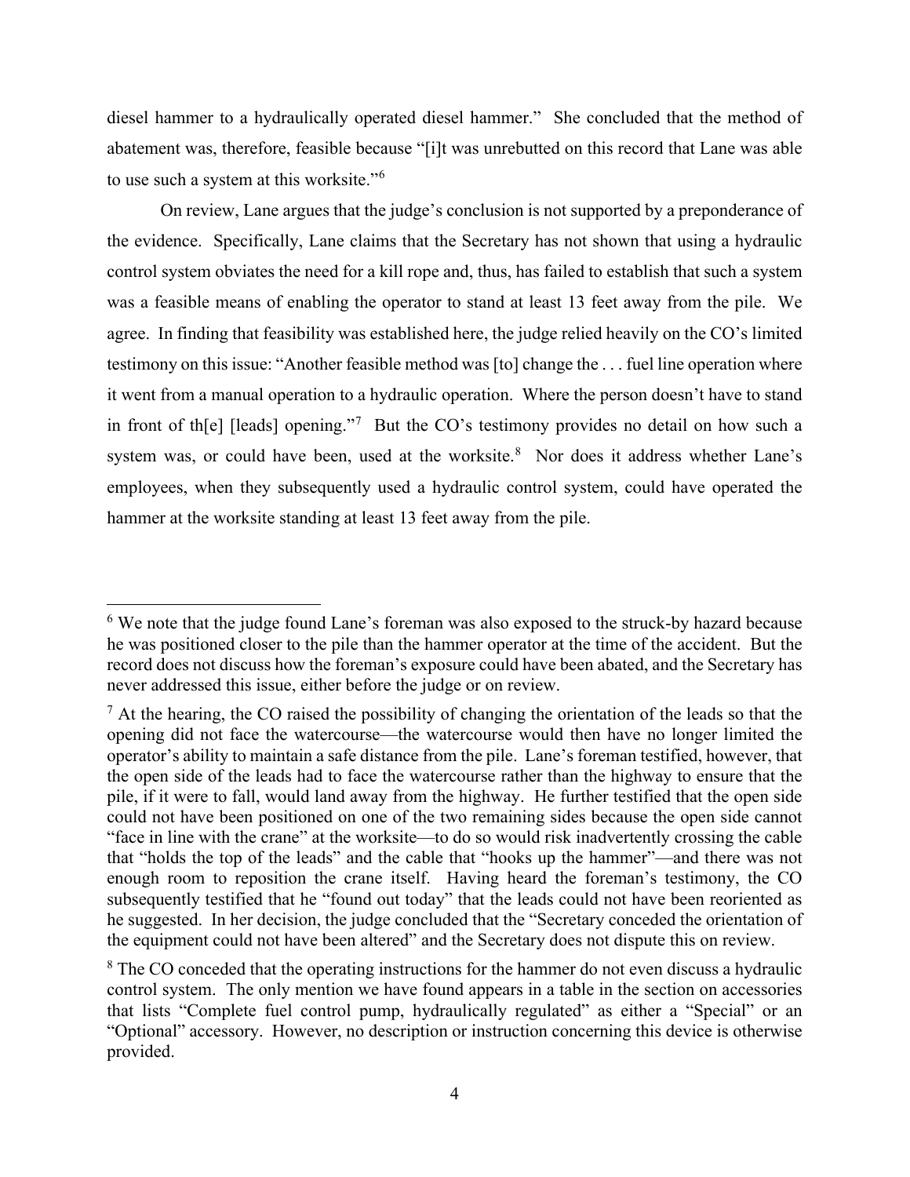diesel hammer to a hydraulically operated diesel hammer." She concluded that the method of abatement was, therefore, feasible because "[i]t was unrebutted on this record that Lane was able to use such a system at this worksite."[6]

On review, Lane argues that the judge's conclusion is not supported by a preponderance of the evidence. Specifically, Lane claims that the Secretary has not shown that using a hydraulic control system obviates the need for a kill rope and, thus, has failed to establish that such a system was a feasible means of enabling the operator to stand at least 13 feet away from the pile. We agree. In finding that feasibility was established here, the judge relied heavily on the CO's limited testimony on this issue: "Another feasible method was [to] change the . . . fuel line operation where it went from a manual operation to a hydraulic operation. Where the person doesn't have to stand in front of th[e] [leads] opening."[7] But the CO's testimony provides no detail on how such a system was, or could have been, used at the worksite.[8] Nor does it address whether Lane's employees, when they subsequently used a hydraulic control system, could have operated the hammer at the worksite standing at least 13 feet away from the pile.

---

[6] We note that the judge found Lane's foreman was also exposed to the struck-by hazard because he was positioned closer to the pile than the hammer operator at the time of the accident. But the record does not discuss how the foreman's exposure could have been abated, and the Secretary has never addressed this issue, either before the judge or on review.

[7] At the hearing, the CO raised the possibility of changing the orientation of the leads so that the opening did not face the watercourse—the watercourse would then have no longer limited the operator's ability to maintain a safe distance from the pile. Lane's foreman testified, however, that the open side of the leads had to face the watercourse rather than the highway to ensure that the pile, if it were to fall, would land away from the highway. He further testified that the open side could not have been positioned on one of the two remaining sides because the open side cannot "face in line with the crane" at the worksite—to do so would risk inadvertently crossing the cable that "holds the top of the leads" and the cable that "hooks up the hammer"—and there was not enough room to reposition the crane itself. Having heard the foreman's testimony, the CO subsequently testified that he "found out today" that the leads could not have been reoriented as he suggested. In her decision, the judge concluded that the "Secretary conceded the orientation of the equipment could not have been altered" and the Secretary does not dispute this on review.

[8] The CO conceded that the operating instructions for the hammer do not even discuss a hydraulic control system. The only mention we have found appears in a table in the section on accessories that lists "Complete fuel control pump, hydraulically regulated" as either a "Special" or an "Optional" accessory. However, no description or instruction concerning this device is otherwise provided.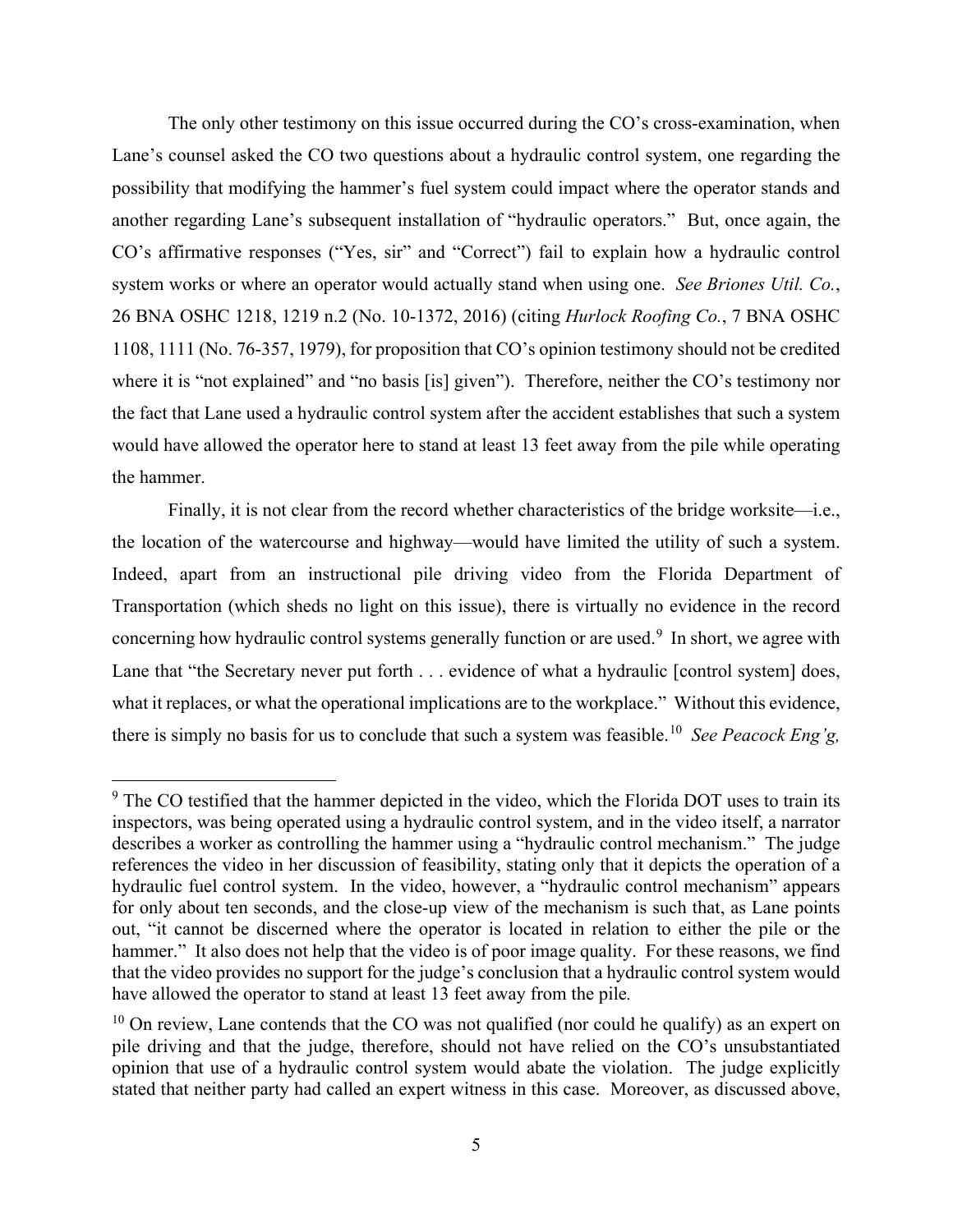The only other testimony on this issue occurred during the CO's cross-examination, when Lane's counsel asked the CO two questions about a hydraulic control system, one regarding the possibility that modifying the hammer's fuel system could impact where the operator stands and another regarding Lane's subsequent installation of "hydraulic operators." But, once again, the CO's affirmative responses ("Yes, sir" and "Correct") fail to explain how a hydraulic control system works or where an operator would actually stand when using one. *See Briones Util. Co.*, 26 BNA OSHC 1218, 1219 n.2 (No. 10-1372, 2016) (citing *Hurlock Roofing Co.*, 7 BNA OSHC 1108, 1111 (No. 76-357, 1979), for proposition that CO's opinion testimony should not be credited where it is "not explained" and "no basis [is] given"). Therefore, neither the CO's testimony nor the fact that Lane used a hydraulic control system after the accident establishes that such a system would have allowed the operator here to stand at least 13 feet away from the pile while operating the hammer.

Finally, it is not clear from the record whether characteristics of the bridge worksite—i.e., the location of the watercourse and highway—would have limited the utility of such a system. Indeed, apart from an instructional pile driving video from the Florida Department of Transportation (which sheds no light on this issue), there is virtually no evidence in the record concerning how hydraulic control systems generally function or are used.[9] In short, we agree with Lane that "the Secretary never put forth . . . evidence of what a hydraulic [control system] does, what it replaces, or what the operational implications are to the workplace." Without this evidence, there is simply no basis for us to conclude that such a system was feasible.[10] *See Peacock Eng'g,*

---

[9] The CO testified that the hammer depicted in the video, which the Florida DOT uses to train its inspectors, was being operated using a hydraulic control system, and in the video itself, a narrator describes a worker as controlling the hammer using a "hydraulic control mechanism." The judge references the video in her discussion of feasibility, stating only that it depicts the operation of a hydraulic fuel control system. In the video, however, a "hydraulic control mechanism" appears for only about ten seconds, and the close-up view of the mechanism is such that, as Lane points out, "it cannot be discerned where the operator is located in relation to either the pile or the hammer." It also does not help that the video is of poor image quality. For these reasons, we find that the video provides no support for the judge's conclusion that a hydraulic control system would have allowed the operator to stand at least 13 feet away from the pile.

[10] On review, Lane contends that the CO was not qualified (nor could he qualify) as an expert on pile driving and that the judge, therefore, should not have relied on the CO's unsubstantiated opinion that use of a hydraulic control system would abate the violation. The judge explicitly stated that neither party had called an expert witness in this case. Moreover, as discussed above,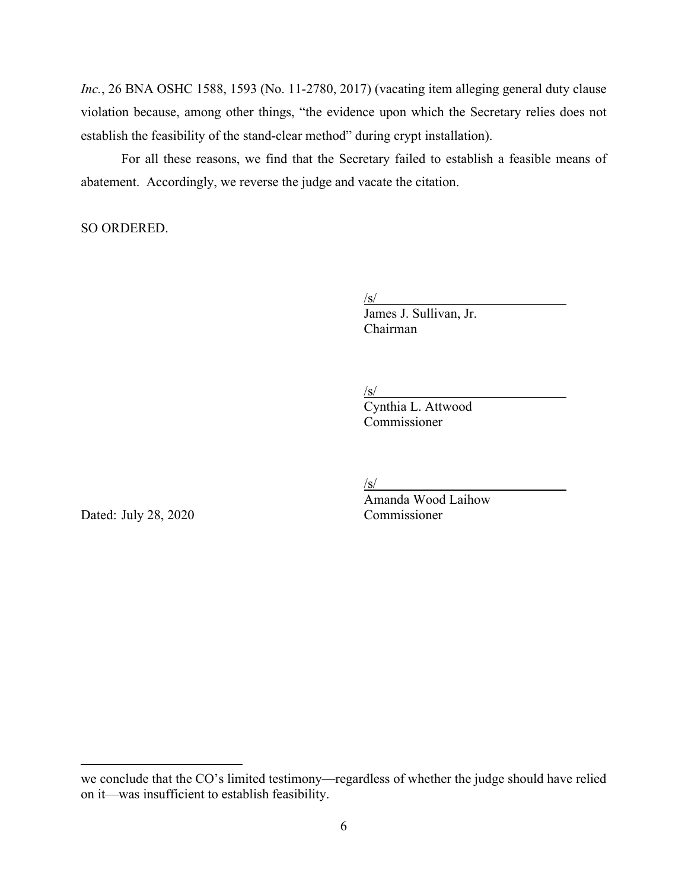*Inc.*, 26 BNA OSHC 1588, 1593 (No. 11-2780, 2017) (vacating item alleging general duty clause violation because, among other things, "the evidence upon which the Secretary relies does not establish the feasibility of the stand-clear method" during crypt installation).

For all these reasons, we find that the Secretary failed to establish a feasible means of abatement. Accordingly, we reverse the judge and vacate the citation.

SO ORDERED.

/s/
James J. Sullivan, Jr.
Chairman

/s/
Cynthia L. Attwood
Commissioner

/s/
Amanda Wood Laihow
Commissioner

Dated: July 28, 2020

---

we conclude that the CO's limited testimony—regardless of whether the judge should have relied on it—was insufficient to establish feasibility.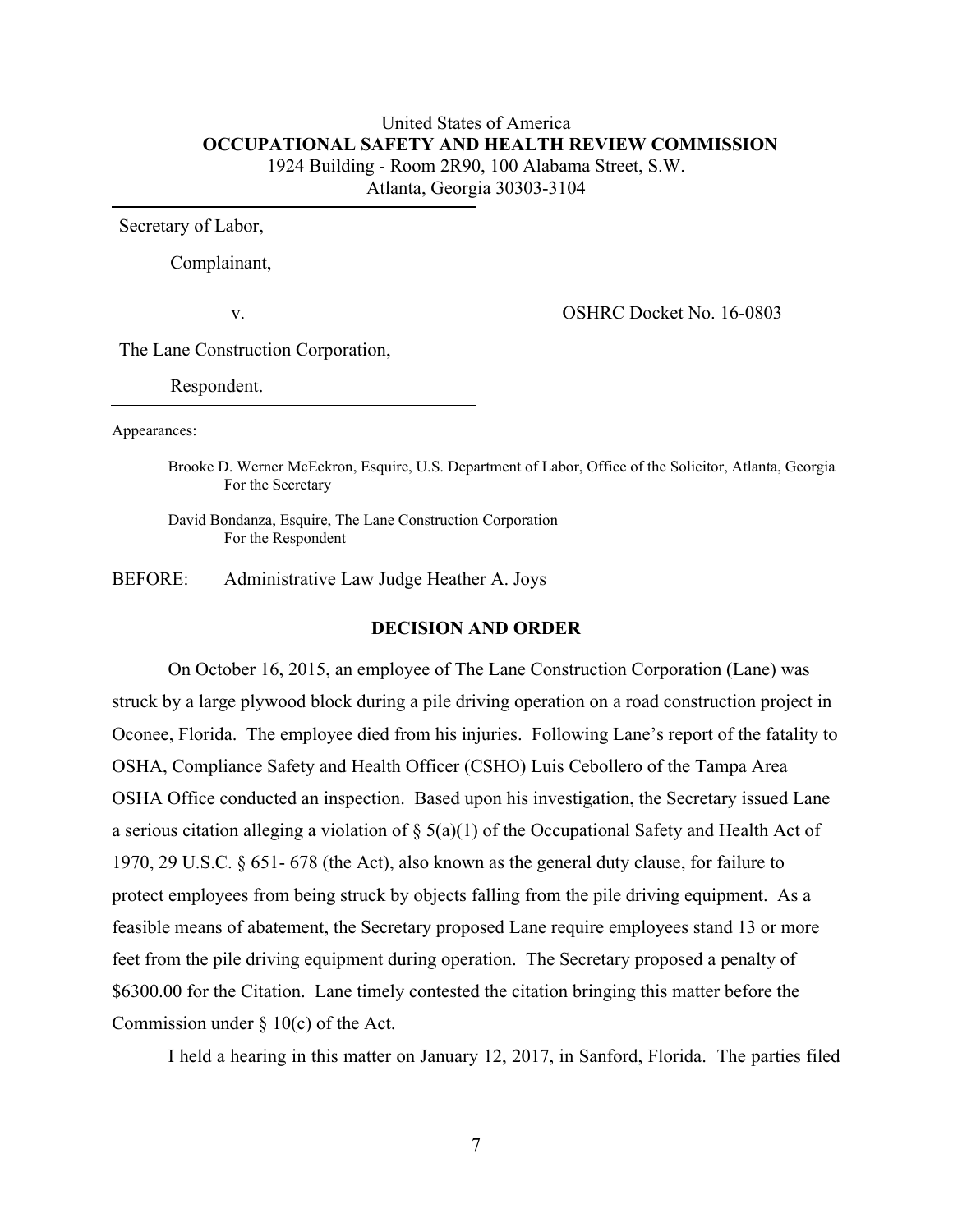United States of America
**OCCUPATIONAL SAFETY AND HEALTH REVIEW COMMISSION**
1924 Building - Room 2R90, 100 Alabama Street, S.W.
Atlanta, Georgia 30303-3104

| | |
|---|---|
| Secretary of Labor,<br><br>Complainant,<br><br>v.<br><br>The Lane Construction Corporation,<br><br>Respondent. | OSHRC Docket No. 16-0803 |

Appearances:

Brooke D. Werner McEckron, Esquire, U.S. Department of Labor, Office of the Solicitor, Atlanta, Georgia
For the Secretary

David Bondanza, Esquire, The Lane Construction Corporation
For the Respondent

BEFORE: Administrative Law Judge Heather A. Joys

## DECISION AND ORDER

On October 16, 2015, an employee of The Lane Construction Corporation (Lane) was struck by a large plywood block during a pile driving operation on a road construction project in Oconee, Florida. The employee died from his injuries. Following Lane's report of the fatality to OSHA, Compliance Safety and Health Officer (CSHO) Luis Cebollero of the Tampa Area OSHA Office conducted an inspection. Based upon his investigation, the Secretary issued Lane a serious citation alleging a violation of § 5(a)(1) of the Occupational Safety and Health Act of 1970, 29 U.S.C. § 651- 678 (the Act), also known as the general duty clause, for failure to protect employees from being struck by objects falling from the pile driving equipment. As a feasible means of abatement, the Secretary proposed Lane require employees stand 13 or more feet from the pile driving equipment during operation. The Secretary proposed a penalty of $6300.00 for the Citation. Lane timely contested the citation bringing this matter before the Commission under § 10(c) of the Act.

I held a hearing in this matter on January 12, 2017, in Sanford, Florida. The parties filed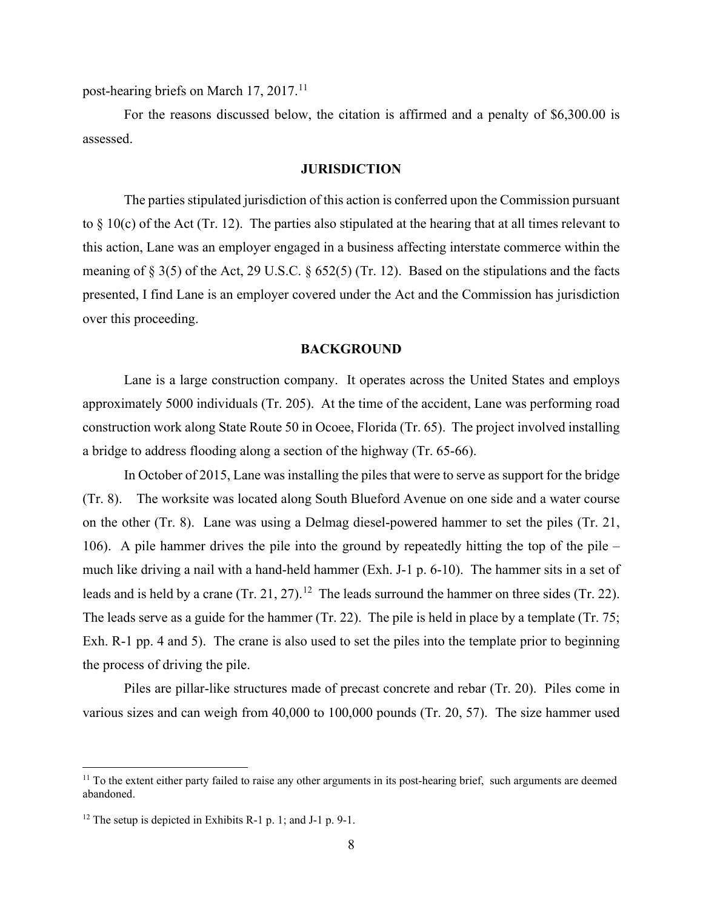post-hearing briefs on March 17, 2017.[11]

For the reasons discussed below, the citation is affirmed and a penalty of $6,300.00 is assessed.

## JURISDICTION

The parties stipulated jurisdiction of this action is conferred upon the Commission pursuant to § 10(c) of the Act (Tr. 12). The parties also stipulated at the hearing that at all times relevant to this action, Lane was an employer engaged in a business affecting interstate commerce within the meaning of § 3(5) of the Act, 29 U.S.C. § 652(5) (Tr. 12). Based on the stipulations and the facts presented, I find Lane is an employer covered under the Act and the Commission has jurisdiction over this proceeding.

## BACKGROUND

Lane is a large construction company. It operates across the United States and employs approximately 5000 individuals (Tr. 205). At the time of the accident, Lane was performing road construction work along State Route 50 in Ocoee, Florida (Tr. 65). The project involved installing a bridge to address flooding along a section of the highway (Tr. 65-66).

In October of 2015, Lane was installing the piles that were to serve as support for the bridge (Tr. 8). The worksite was located along South Blueford Avenue on one side and a water course on the other (Tr. 8). Lane was using a Delmag diesel-powered hammer to set the piles (Tr. 21, 106). A pile hammer drives the pile into the ground by repeatedly hitting the top of the pile – much like driving a nail with a hand-held hammer (Exh. J-1 p. 6-10). The hammer sits in a set of leads and is held by a crane (Tr. 21, 27).[12] The leads surround the hammer on three sides (Tr. 22). The leads serve as a guide for the hammer (Tr. 22). The pile is held in place by a template (Tr. 75; Exh. R-1 pp. 4 and 5). The crane is also used to set the piles into the template prior to beginning the process of driving the pile.

Piles are pillar-like structures made of precast concrete and rebar (Tr. 20). Piles come in various sizes and can weigh from 40,000 to 100,000 pounds (Tr. 20, 57). The size hammer used

---

[11] To the extent either party failed to raise any other arguments in its post-hearing brief, such arguments are deemed abandoned.

[12] The setup is depicted in Exhibits R-1 p. 1; and J-1 p. 9-1.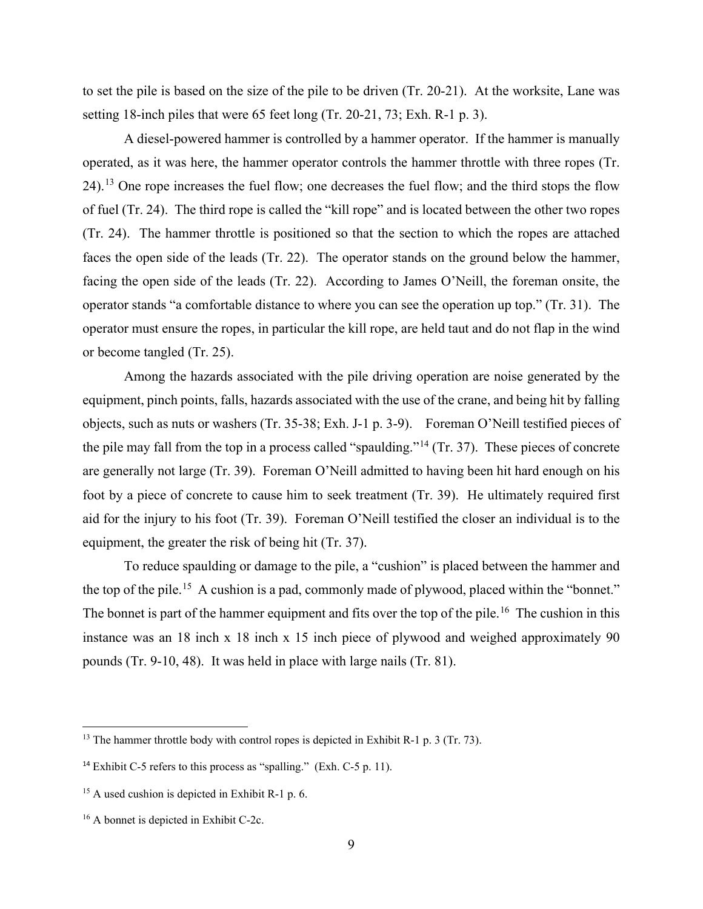to set the pile is based on the size of the pile to be driven (Tr. 20-21). At the worksite, Lane was setting 18-inch piles that were 65 feet long (Tr. 20-21, 73; Exh. R-1 p. 3).

A diesel-powered hammer is controlled by a hammer operator. If the hammer is manually operated, as it was here, the hammer operator controls the hammer throttle with three ropes (Tr. 24).[13] One rope increases the fuel flow; one decreases the fuel flow; and the third stops the flow of fuel (Tr. 24). The third rope is called the "kill rope" and is located between the other two ropes (Tr. 24). The hammer throttle is positioned so that the section to which the ropes are attached faces the open side of the leads (Tr. 22). The operator stands on the ground below the hammer, facing the open side of the leads (Tr. 22). According to James O'Neill, the foreman onsite, the operator stands "a comfortable distance to where you can see the operation up top." (Tr. 31). The operator must ensure the ropes, in particular the kill rope, are held taut and do not flap in the wind or become tangled (Tr. 25).

Among the hazards associated with the pile driving operation are noise generated by the equipment, pinch points, falls, hazards associated with the use of the crane, and being hit by falling objects, such as nuts or washers (Tr. 35-38; Exh. J-1 p. 3-9). Foreman O'Neill testified pieces of the pile may fall from the top in a process called "spaulding."[14] (Tr. 37). These pieces of concrete are generally not large (Tr. 39). Foreman O'Neill admitted to having been hit hard enough on his foot by a piece of concrete to cause him to seek treatment (Tr. 39). He ultimately required first aid for the injury to his foot (Tr. 39). Foreman O'Neill testified the closer an individual is to the equipment, the greater the risk of being hit (Tr. 37).

To reduce spaulding or damage to the pile, a "cushion" is placed between the hammer and the top of the pile.[15] A cushion is a pad, commonly made of plywood, placed within the "bonnet." The bonnet is part of the hammer equipment and fits over the top of the pile.[16] The cushion in this instance was an 18 inch x 18 inch x 15 inch piece of plywood and weighed approximately 90 pounds (Tr. 9-10, 48). It was held in place with large nails (Tr. 81).

---

[13] The hammer throttle body with control ropes is depicted in Exhibit R-1 p. 3 (Tr. 73).

[14] Exhibit C-5 refers to this process as "spalling." (Exh. C-5 p. 11).

[15] A used cushion is depicted in Exhibit R-1 p. 6.

[16] A bonnet is depicted in Exhibit C-2c.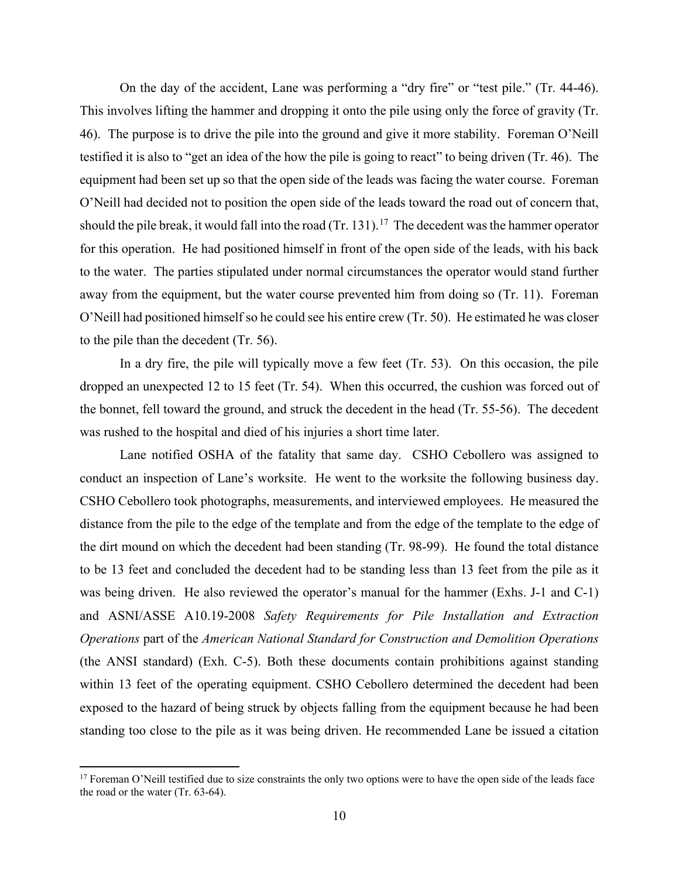On the day of the accident, Lane was performing a "dry fire" or "test pile." (Tr. 44-46). This involves lifting the hammer and dropping it onto the pile using only the force of gravity (Tr. 46). The purpose is to drive the pile into the ground and give it more stability. Foreman O'Neill testified it is also to "get an idea of the how the pile is going to react" to being driven (Tr. 46). The equipment had been set up so that the open side of the leads was facing the water course. Foreman O'Neill had decided not to position the open side of the leads toward the road out of concern that, should the pile break, it would fall into the road (Tr. 131).[17] The decedent was the hammer operator for this operation. He had positioned himself in front of the open side of the leads, with his back to the water. The parties stipulated under normal circumstances the operator would stand further away from the equipment, but the water course prevented him from doing so (Tr. 11). Foreman O'Neill had positioned himself so he could see his entire crew (Tr. 50). He estimated he was closer to the pile than the decedent (Tr. 56).

In a dry fire, the pile will typically move a few feet (Tr. 53). On this occasion, the pile dropped an unexpected 12 to 15 feet (Tr. 54). When this occurred, the cushion was forced out of the bonnet, fell toward the ground, and struck the decedent in the head (Tr. 55-56). The decedent was rushed to the hospital and died of his injuries a short time later.

Lane notified OSHA of the fatality that same day. CSHO Cebollero was assigned to conduct an inspection of Lane's worksite. He went to the worksite the following business day. CSHO Cebollero took photographs, measurements, and interviewed employees. He measured the distance from the pile to the edge of the template and from the edge of the template to the edge of the dirt mound on which the decedent had been standing (Tr. 98-99). He found the total distance to be 13 feet and concluded the decedent had to be standing less than 13 feet from the pile as it was being driven. He also reviewed the operator's manual for the hammer (Exhs. J-1 and C-1) and ASNI/ASSE A10.19-2008 *Safety Requirements for Pile Installation and Extraction Operations* part of the *American National Standard for Construction and Demolition Operations* (the ANSI standard) (Exh. C-5). Both these documents contain prohibitions against standing within 13 feet of the operating equipment. CSHO Cebollero determined the decedent had been exposed to the hazard of being struck by objects falling from the equipment because he had been standing too close to the pile as it was being driven. He recommended Lane be issued a citation

[17] Foreman O'Neill testified due to size constraints the only two options were to have the open side of the leads face the road or the water (Tr. 63-64).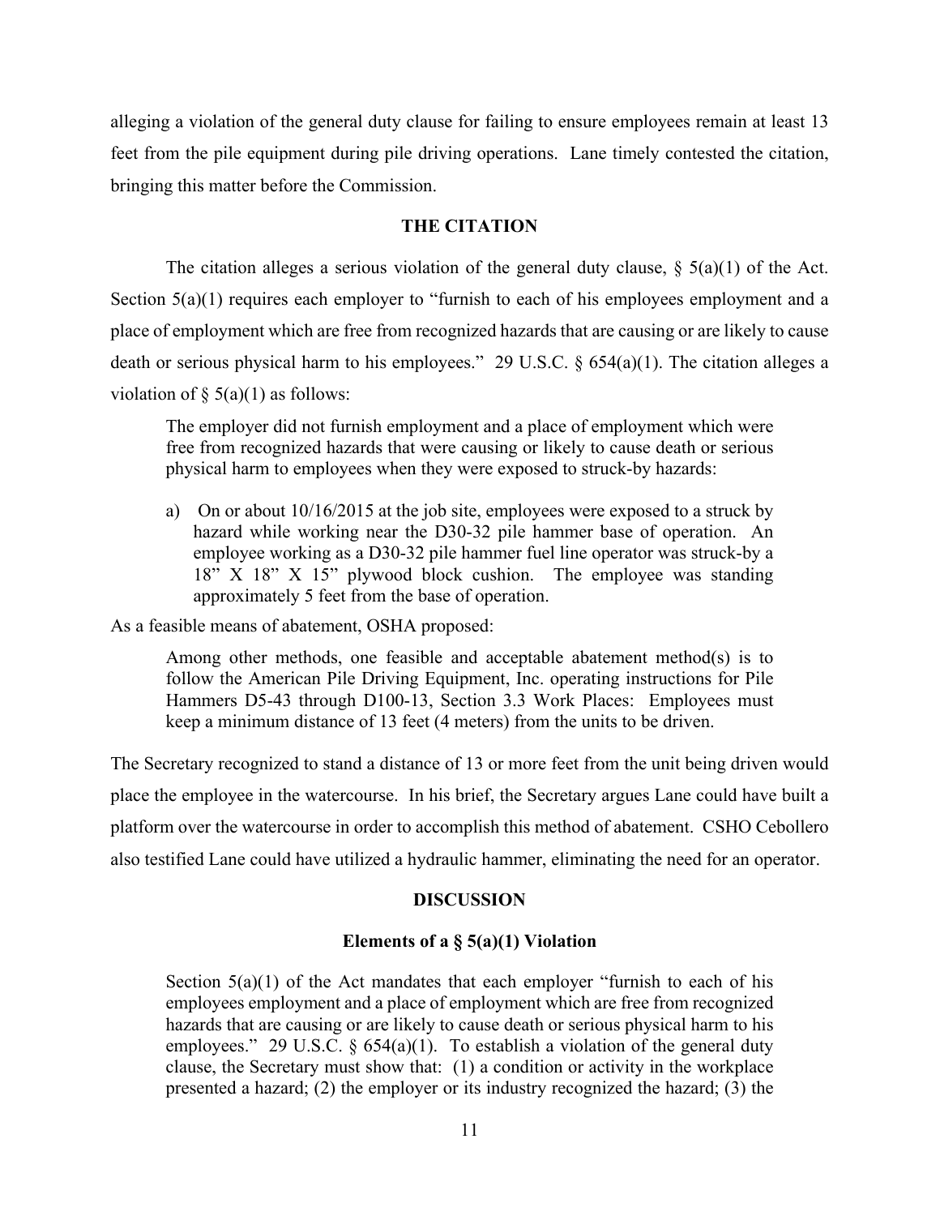alleging a violation of the general duty clause for failing to ensure employees remain at least 13 feet from the pile equipment during pile driving operations. Lane timely contested the citation, bringing this matter before the Commission.

## THE CITATION

The citation alleges a serious violation of the general duty clause, § 5(a)(1) of the Act. Section 5(a)(1) requires each employer to "furnish to each of his employees employment and a place of employment which are free from recognized hazards that are causing or are likely to cause death or serious physical harm to his employees." 29 U.S.C. § 654(a)(1). The citation alleges a violation of § 5(a)(1) as follows:

> The employer did not furnish employment and a place of employment which were free from recognized hazards that were causing or likely to cause death or serious physical harm to employees when they were exposed to struck-by hazards:
>
> a) On or about 10/16/2015 at the job site, employees were exposed to a struck by hazard while working near the D30-32 pile hammer base of operation. An employee working as a D30-32 pile hammer fuel line operator was struck-by a 18" X 18" X 15" plywood block cushion. The employee was standing approximately 5 feet from the base of operation.

As a feasible means of abatement, OSHA proposed:

> Among other methods, one feasible and acceptable abatement method(s) is to follow the American Pile Driving Equipment, Inc. operating instructions for Pile Hammers D5-43 through D100-13, Section 3.3 Work Places: Employees must keep a minimum distance of 13 feet (4 meters) from the units to be driven.

The Secretary recognized to stand a distance of 13 or more feet from the unit being driven would place the employee in the watercourse. In his brief, the Secretary argues Lane could have built a platform over the watercourse in order to accomplish this method of abatement. CSHO Cebollero also testified Lane could have utilized a hydraulic hammer, eliminating the need for an operator.

## DISCUSSION

### Elements of a § 5(a)(1) Violation

> Section 5(a)(1) of the Act mandates that each employer "furnish to each of his employees employment and a place of employment which are free from recognized hazards that are causing or are likely to cause death or serious physical harm to his employees." 29 U.S.C. § 654(a)(1). To establish a violation of the general duty clause, the Secretary must show that: (1) a condition or activity in the workplace presented a hazard; (2) the employer or its industry recognized the hazard; (3) the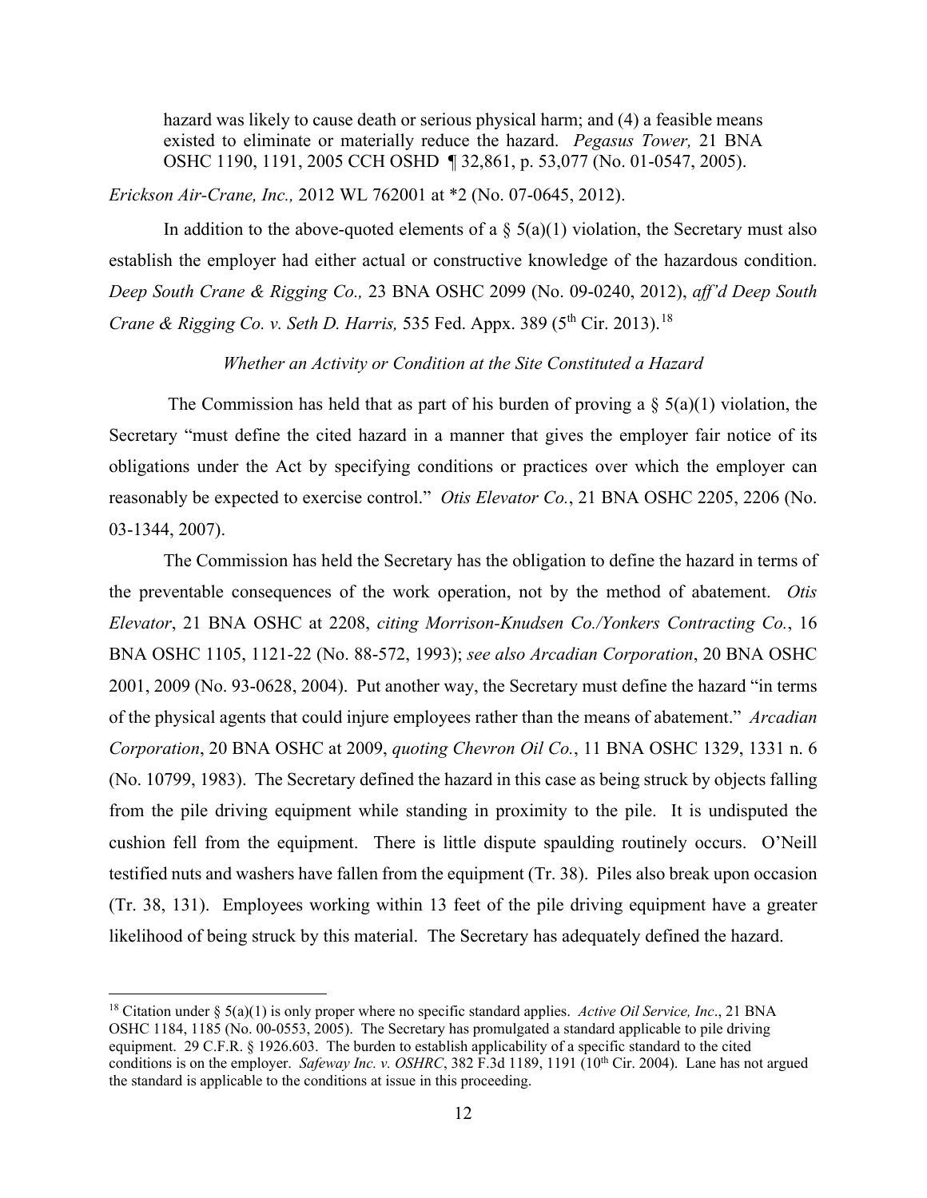> hazard was likely to cause death or serious physical harm; and (4) a feasible means existed to eliminate or materially reduce the hazard. *Pegasus Tower,* 21 BNA OSHC 1190, 1191, 2005 CCH OSHD ¶ 32,861, p. 53,077 (No. 01-0547, 2005).

*Erickson Air-Crane, Inc.,* 2012 WL 762001 at *2 (No. 07-0645, 2012).

In addition to the above-quoted elements of a § 5(a)(1) violation, the Secretary must also establish the employer had either actual or constructive knowledge of the hazardous condition. *Deep South Crane & Rigging Co.,* 23 BNA OSHC 2099 (No. 09-0240, 2012), *aff'd Deep South Crane & Rigging Co. v. Seth D. Harris,* 535 Fed. Appx. 389 (5th Cir. 2013).[18]

*Whether an Activity or Condition at the Site Constituted a Hazard*

The Commission has held that as part of his burden of proving a § 5(a)(1) violation, the Secretary "must define the cited hazard in a manner that gives the employer fair notice of its obligations under the Act by specifying conditions or practices over which the employer can reasonably be expected to exercise control." *Otis Elevator Co.*, 21 BNA OSHC 2205, 2206 (No. 03-1344, 2007).

The Commission has held the Secretary has the obligation to define the hazard in terms of the preventable consequences of the work operation, not by the method of abatement. *Otis Elevator*, 21 BNA OSHC at 2208, *citing Morrison-Knudsen Co./Yonkers Contracting Co.*, 16 BNA OSHC 1105, 1121-22 (No. 88-572, 1993); *see also Arcadian Corporation*, 20 BNA OSHC 2001, 2009 (No. 93-0628, 2004). Put another way, the Secretary must define the hazard "in terms of the physical agents that could injure employees rather than the means of abatement." *Arcadian Corporation*, 20 BNA OSHC at 2009, *quoting Chevron Oil Co.*, 11 BNA OSHC 1329, 1331 n. 6 (No. 10799, 1983). The Secretary defined the hazard in this case as being struck by objects falling from the pile driving equipment while standing in proximity to the pile. It is undisputed the cushion fell from the equipment. There is little dispute spaulding routinely occurs. O'Neill testified nuts and washers have fallen from the equipment (Tr. 38). Piles also break upon occasion (Tr. 38, 131). Employees working within 13 feet of the pile driving equipment have a greater likelihood of being struck by this material. The Secretary has adequately defined the hazard.

---

[18] Citation under § 5(a)(1) is only proper where no specific standard applies. *Active Oil Service, Inc*., 21 BNA OSHC 1184, 1185 (No. 00-0553, 2005). The Secretary has promulgated a standard applicable to pile driving equipment. 29 C.F.R. § 1926.603. The burden to establish applicability of a specific standard to the cited conditions is on the employer. *Safeway Inc. v. OSHRC*, 382 F.3d 1189, 1191 (10th Cir. 2004). Lane has not argued the standard is applicable to the conditions at issue in this proceeding.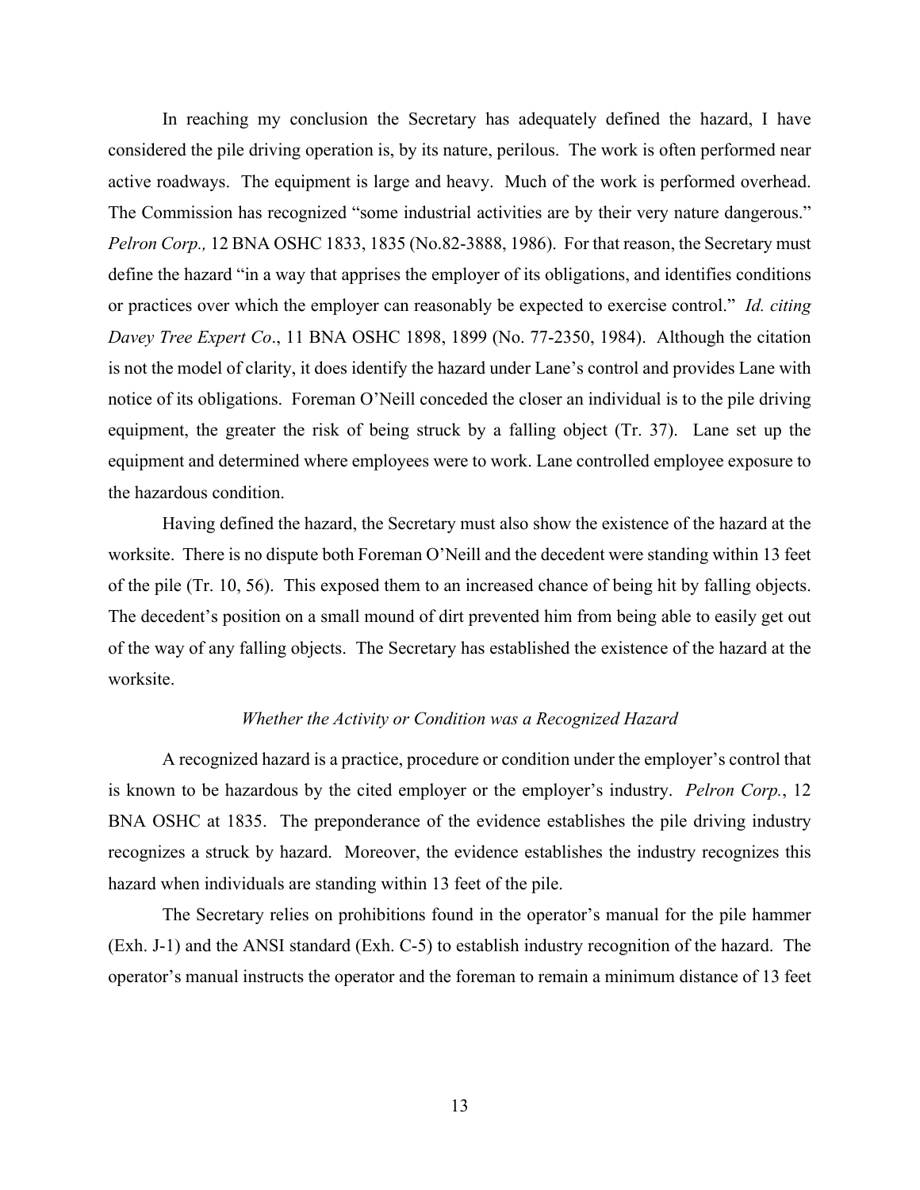In reaching my conclusion the Secretary has adequately defined the hazard, I have considered the pile driving operation is, by its nature, perilous. The work is often performed near active roadways. The equipment is large and heavy. Much of the work is performed overhead. The Commission has recognized "some industrial activities are by their very nature dangerous." *Pelron Corp.,* 12 BNA OSHC 1833, 1835 (No.82-3888, 1986). For that reason, the Secretary must define the hazard "in a way that apprises the employer of its obligations, and identifies conditions or practices over which the employer can reasonably be expected to exercise control." *Id. citing Davey Tree Expert Co*., 11 BNA OSHC 1898, 1899 (No. 77-2350, 1984). Although the citation is not the model of clarity, it does identify the hazard under Lane's control and provides Lane with notice of its obligations. Foreman O'Neill conceded the closer an individual is to the pile driving equipment, the greater the risk of being struck by a falling object (Tr. 37). Lane set up the equipment and determined where employees were to work. Lane controlled employee exposure to the hazardous condition.

Having defined the hazard, the Secretary must also show the existence of the hazard at the worksite. There is no dispute both Foreman O'Neill and the decedent were standing within 13 feet of the pile (Tr. 10, 56). This exposed them to an increased chance of being hit by falling objects. The decedent's position on a small mound of dirt prevented him from being able to easily get out of the way of any falling objects. The Secretary has established the existence of the hazard at the worksite.

*Whether the Activity or Condition was a Recognized Hazard*

A recognized hazard is a practice, procedure or condition under the employer's control that is known to be hazardous by the cited employer or the employer's industry. *Pelron Corp.*, 12 BNA OSHC at 1835. The preponderance of the evidence establishes the pile driving industry recognizes a struck by hazard. Moreover, the evidence establishes the industry recognizes this hazard when individuals are standing within 13 feet of the pile.

The Secretary relies on prohibitions found in the operator's manual for the pile hammer (Exh. J-1) and the ANSI standard (Exh. C-5) to establish industry recognition of the hazard. The operator's manual instructs the operator and the foreman to remain a minimum distance of 13 feet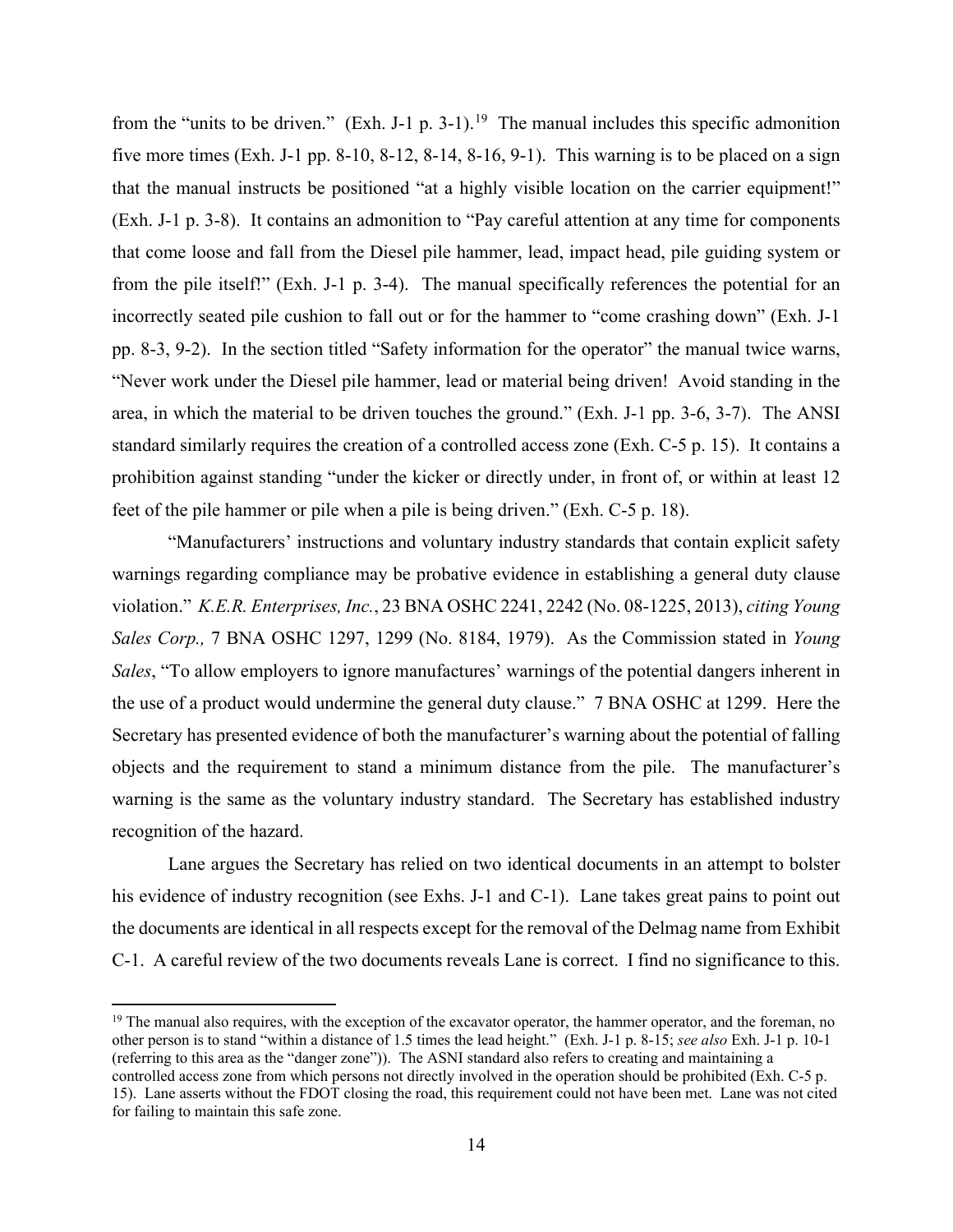from the "units to be driven." (Exh. J-1 p. 3-1).[19] The manual includes this specific admonition five more times (Exh. J-1 pp. 8-10, 8-12, 8-14, 8-16, 9-1). This warning is to be placed on a sign that the manual instructs be positioned "at a highly visible location on the carrier equipment!" (Exh. J-1 p. 3-8). It contains an admonition to "Pay careful attention at any time for components that come loose and fall from the Diesel pile hammer, lead, impact head, pile guiding system or from the pile itself!" (Exh. J-1 p. 3-4). The manual specifically references the potential for an incorrectly seated pile cushion to fall out or for the hammer to "come crashing down" (Exh. J-1 pp. 8-3, 9-2). In the section titled "Safety information for the operator" the manual twice warns, "Never work under the Diesel pile hammer, lead or material being driven! Avoid standing in the area, in which the material to be driven touches the ground." (Exh. J-1 pp. 3-6, 3-7). The ANSI standard similarly requires the creation of a controlled access zone (Exh. C-5 p. 15). It contains a prohibition against standing "under the kicker or directly under, in front of, or within at least 12 feet of the pile hammer or pile when a pile is being driven." (Exh. C-5 p. 18).

"Manufacturers' instructions and voluntary industry standards that contain explicit safety warnings regarding compliance may be probative evidence in establishing a general duty clause violation." *K.E.R. Enterprises, Inc.*, 23 BNA OSHC 2241, 2242 (No. 08-1225, 2013), *citing Young Sales Corp.,* 7 BNA OSHC 1297, 1299 (No. 8184, 1979). As the Commission stated in *Young Sales*, "To allow employers to ignore manufactures' warnings of the potential dangers inherent in the use of a product would undermine the general duty clause." 7 BNA OSHC at 1299. Here the Secretary has presented evidence of both the manufacturer's warning about the potential of falling objects and the requirement to stand a minimum distance from the pile. The manufacturer's warning is the same as the voluntary industry standard. The Secretary has established industry recognition of the hazard.

Lane argues the Secretary has relied on two identical documents in an attempt to bolster his evidence of industry recognition (see Exhs. J-1 and C-1). Lane takes great pains to point out the documents are identical in all respects except for the removal of the Delmag name from Exhibit C-1. A careful review of the two documents reveals Lane is correct. I find no significance to this.

---

[19] The manual also requires, with the exception of the excavator operator, the hammer operator, and the foreman, no other person is to stand "within a distance of 1.5 times the lead height." (Exh. J-1 p. 8-15; *see also* Exh. J-1 p. 10-1 (referring to this area as the "danger zone")). The ASNI standard also refers to creating and maintaining a controlled access zone from which persons not directly involved in the operation should be prohibited (Exh. C-5 p. 15). Lane asserts without the FDOT closing the road, this requirement could not have been met. Lane was not cited for failing to maintain this safe zone.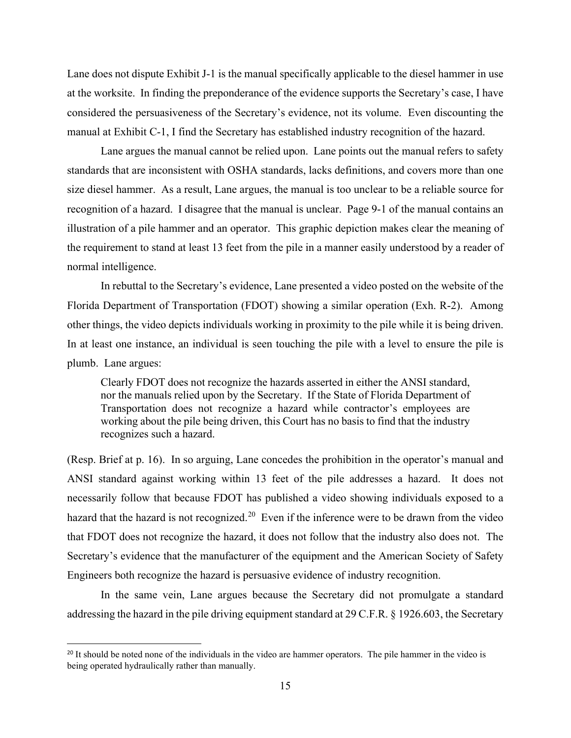Lane does not dispute Exhibit J-1 is the manual specifically applicable to the diesel hammer in use at the worksite. In finding the preponderance of the evidence supports the Secretary's case, I have considered the persuasiveness of the Secretary's evidence, not its volume. Even discounting the manual at Exhibit C-1, I find the Secretary has established industry recognition of the hazard.

Lane argues the manual cannot be relied upon. Lane points out the manual refers to safety standards that are inconsistent with OSHA standards, lacks definitions, and covers more than one size diesel hammer. As a result, Lane argues, the manual is too unclear to be a reliable source for recognition of a hazard. I disagree that the manual is unclear. Page 9-1 of the manual contains an illustration of a pile hammer and an operator. This graphic depiction makes clear the meaning of the requirement to stand at least 13 feet from the pile in a manner easily understood by a reader of normal intelligence.

In rebuttal to the Secretary's evidence, Lane presented a video posted on the website of the Florida Department of Transportation (FDOT) showing a similar operation (Exh. R-2). Among other things, the video depicts individuals working in proximity to the pile while it is being driven. In at least one instance, an individual is seen touching the pile with a level to ensure the pile is plumb. Lane argues:

> Clearly FDOT does not recognize the hazards asserted in either the ANSI standard, nor the manuals relied upon by the Secretary. If the State of Florida Department of Transportation does not recognize a hazard while contractor's employees are working about the pile being driven, this Court has no basis to find that the industry recognizes such a hazard.

(Resp. Brief at p. 16). In so arguing, Lane concedes the prohibition in the operator's manual and ANSI standard against working within 13 feet of the pile addresses a hazard. It does not necessarily follow that because FDOT has published a video showing individuals exposed to a hazard that the hazard is not recognized.[20] Even if the inference were to be drawn from the video that FDOT does not recognize the hazard, it does not follow that the industry also does not. The Secretary's evidence that the manufacturer of the equipment and the American Society of Safety Engineers both recognize the hazard is persuasive evidence of industry recognition.

In the same vein, Lane argues because the Secretary did not promulgate a standard addressing the hazard in the pile driving equipment standard at 29 C.F.R. § 1926.603, the Secretary

---

[20] It should be noted none of the individuals in the video are hammer operators. The pile hammer in the video is being operated hydraulically rather than manually.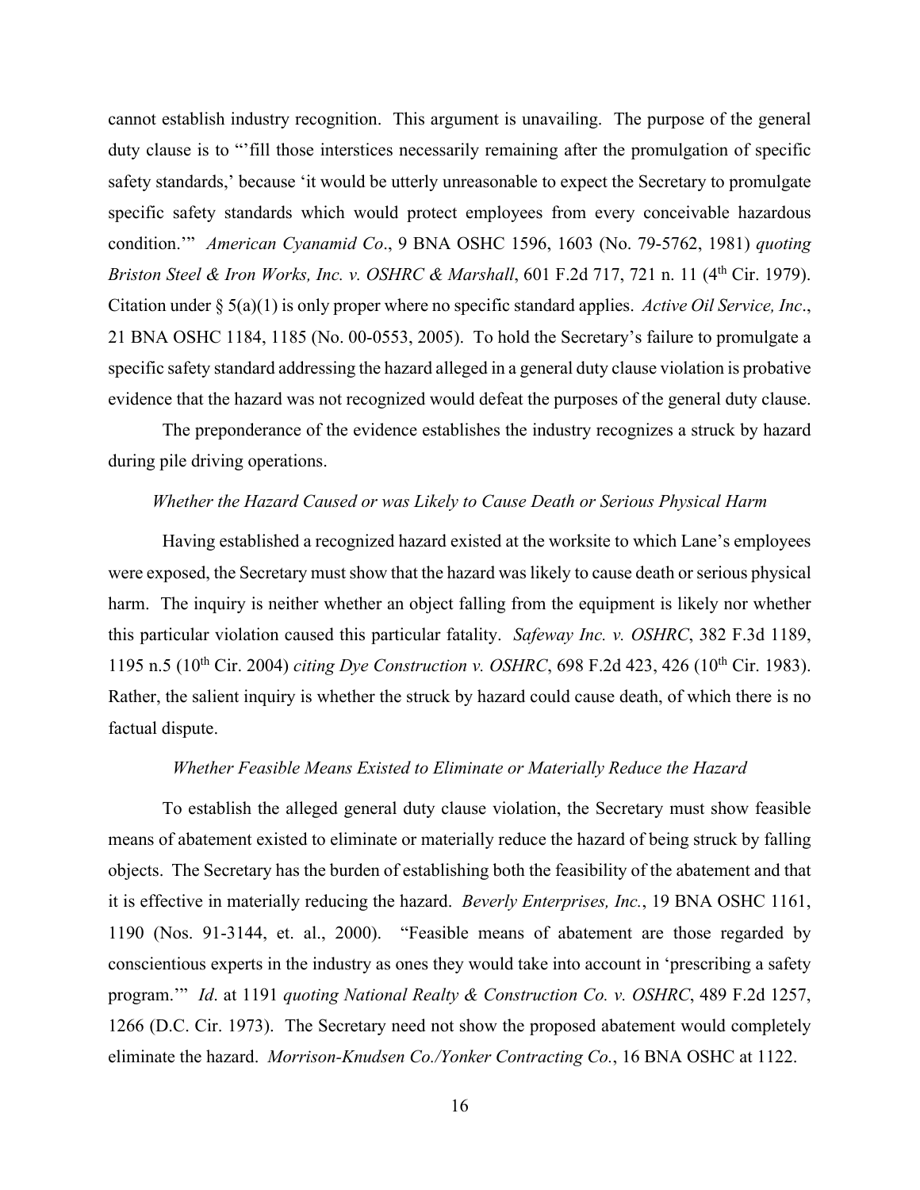cannot establish industry recognition. This argument is unavailing. The purpose of the general duty clause is to "'fill those interstices necessarily remaining after the promulgation of specific safety standards,' because 'it would be utterly unreasonable to expect the Secretary to promulgate specific safety standards which would protect employees from every conceivable hazardous condition.'" *American Cyanamid Co*., 9 BNA OSHC 1596, 1603 (No. 79-5762, 1981) *quoting Briston Steel & Iron Works, Inc. v. OSHRC & Marshall*, 601 F.2d 717, 721 n. 11 (4th Cir. 1979). Citation under § 5(a)(1) is only proper where no specific standard applies. *Active Oil Service, Inc*., 21 BNA OSHC 1184, 1185 (No. 00-0553, 2005). To hold the Secretary's failure to promulgate a specific safety standard addressing the hazard alleged in a general duty clause violation is probative evidence that the hazard was not recognized would defeat the purposes of the general duty clause.

The preponderance of the evidence establishes the industry recognizes a struck by hazard during pile driving operations.

*Whether the Hazard Caused or was Likely to Cause Death or Serious Physical Harm*

Having established a recognized hazard existed at the worksite to which Lane's employees were exposed, the Secretary must show that the hazard was likely to cause death or serious physical harm. The inquiry is neither whether an object falling from the equipment is likely nor whether this particular violation caused this particular fatality. *Safeway Inc. v. OSHRC*, 382 F.3d 1189, 1195 n.5 (10th Cir. 2004) *citing Dye Construction v. OSHRC*, 698 F.2d 423, 426 (10th Cir. 1983). Rather, the salient inquiry is whether the struck by hazard could cause death, of which there is no factual dispute.

*Whether Feasible Means Existed to Eliminate or Materially Reduce the Hazard*

To establish the alleged general duty clause violation, the Secretary must show feasible means of abatement existed to eliminate or materially reduce the hazard of being struck by falling objects. The Secretary has the burden of establishing both the feasibility of the abatement and that it is effective in materially reducing the hazard. *Beverly Enterprises, Inc.*, 19 BNA OSHC 1161, 1190 (Nos. 91-3144, et. al., 2000). "Feasible means of abatement are those regarded by conscientious experts in the industry as ones they would take into account in 'prescribing a safety program.'" *Id*. at 1191 *quoting National Realty & Construction Co. v. OSHRC*, 489 F.2d 1257, 1266 (D.C. Cir. 1973). The Secretary need not show the proposed abatement would completely eliminate the hazard. *Morrison-Knudsen Co./Yonker Contracting Co.*, 16 BNA OSHC at 1122.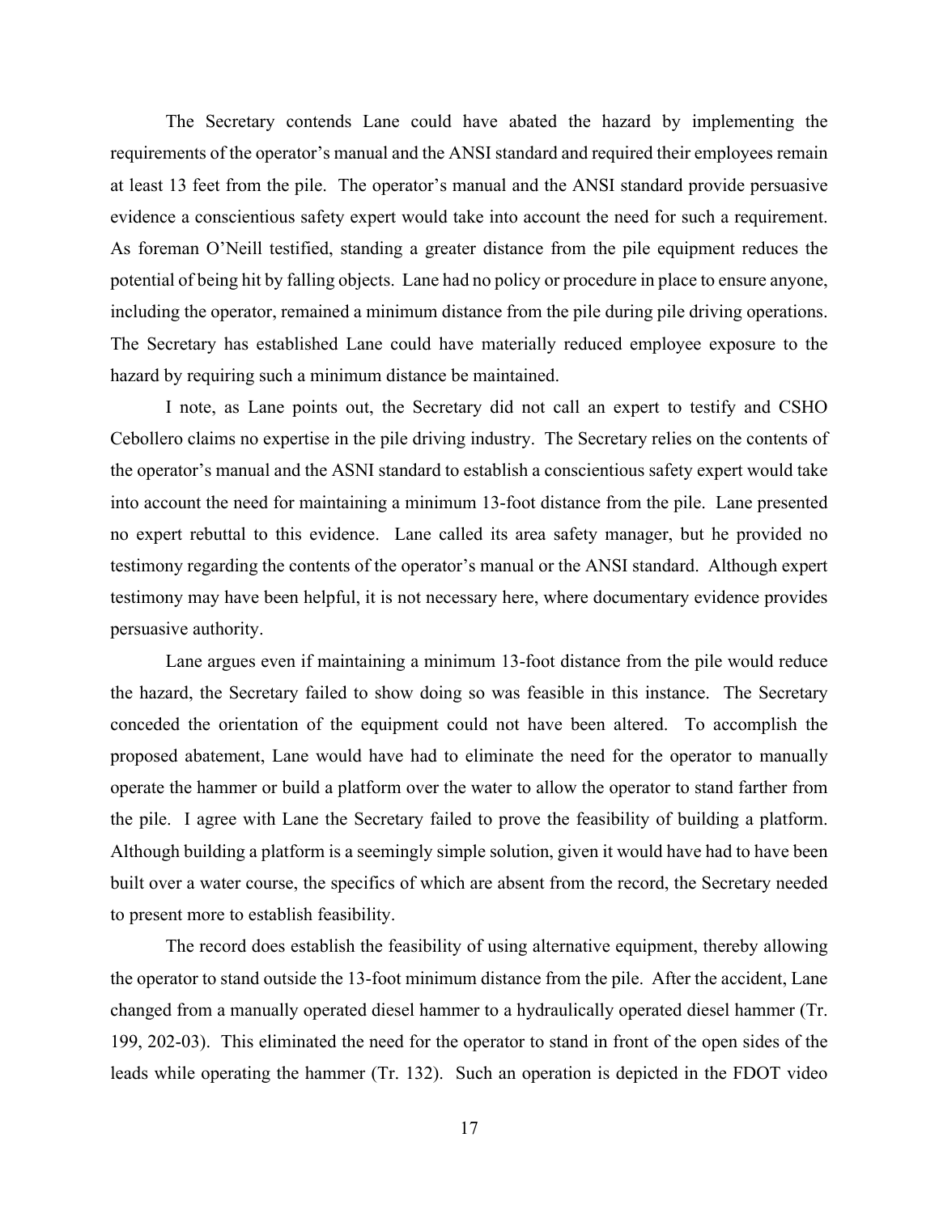The Secretary contends Lane could have abated the hazard by implementing the requirements of the operator's manual and the ANSI standard and required their employees remain at least 13 feet from the pile. The operator's manual and the ANSI standard provide persuasive evidence a conscientious safety expert would take into account the need for such a requirement. As foreman O'Neill testified, standing a greater distance from the pile equipment reduces the potential of being hit by falling objects. Lane had no policy or procedure in place to ensure anyone, including the operator, remained a minimum distance from the pile during pile driving operations. The Secretary has established Lane could have materially reduced employee exposure to the hazard by requiring such a minimum distance be maintained.

I note, as Lane points out, the Secretary did not call an expert to testify and CSHO Cebollero claims no expertise in the pile driving industry. The Secretary relies on the contents of the operator's manual and the ASNI standard to establish a conscientious safety expert would take into account the need for maintaining a minimum 13-foot distance from the pile. Lane presented no expert rebuttal to this evidence. Lane called its area safety manager, but he provided no testimony regarding the contents of the operator's manual or the ANSI standard. Although expert testimony may have been helpful, it is not necessary here, where documentary evidence provides persuasive authority.

Lane argues even if maintaining a minimum 13-foot distance from the pile would reduce the hazard, the Secretary failed to show doing so was feasible in this instance. The Secretary conceded the orientation of the equipment could not have been altered. To accomplish the proposed abatement, Lane would have had to eliminate the need for the operator to manually operate the hammer or build a platform over the water to allow the operator to stand farther from the pile. I agree with Lane the Secretary failed to prove the feasibility of building a platform. Although building a platform is a seemingly simple solution, given it would have had to have been built over a water course, the specifics of which are absent from the record, the Secretary needed to present more to establish feasibility.

The record does establish the feasibility of using alternative equipment, thereby allowing the operator to stand outside the 13-foot minimum distance from the pile. After the accident, Lane changed from a manually operated diesel hammer to a hydraulically operated diesel hammer (Tr. 199, 202-03). This eliminated the need for the operator to stand in front of the open sides of the leads while operating the hammer (Tr. 132). Such an operation is depicted in the FDOT video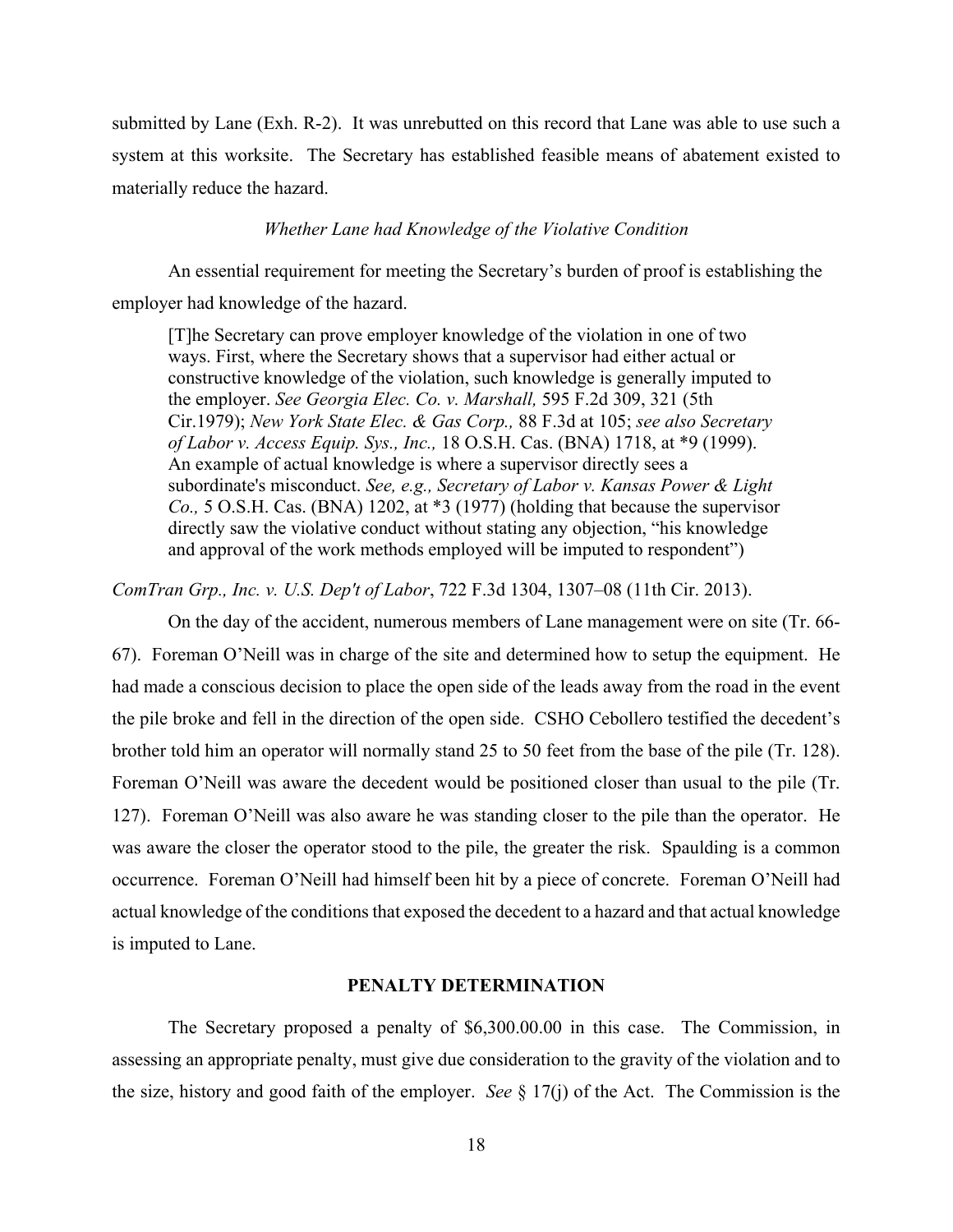submitted by Lane (Exh. R-2). It was unrebutted on this record that Lane was able to use such a system at this worksite. The Secretary has established feasible means of abatement existed to materially reduce the hazard.

*Whether Lane had Knowledge of the Violative Condition*

An essential requirement for meeting the Secretary's burden of proof is establishing the employer had knowledge of the hazard.

> [T]he Secretary can prove employer knowledge of the violation in one of two ways. First, where the Secretary shows that a supervisor had either actual or constructive knowledge of the violation, such knowledge is generally imputed to the employer. *See Georgia Elec. Co. v. Marshall,* 595 F.2d 309, 321 (5th Cir.1979); *New York State Elec. & Gas Corp.,* 88 F.3d at 105; *see also Secretary of Labor v. Access Equip. Sys., Inc.,* 18 O.S.H. Cas. (BNA) 1718, at *9 (1999). An example of actual knowledge is where a supervisor directly sees a subordinate's misconduct. *See, e.g., Secretary of Labor v. Kansas Power & Light Co.,* 5 O.S.H. Cas. (BNA) 1202, at *3 (1977) (holding that because the supervisor directly saw the violative conduct without stating any objection, "his knowledge and approval of the work methods employed will be imputed to respondent")

*ComTran Grp., Inc. v. U.S. Dep't of Labor*, 722 F.3d 1304, 1307–08 (11th Cir. 2013).

On the day of the accident, numerous members of Lane management were on site (Tr. 66-67). Foreman O'Neill was in charge of the site and determined how to setup the equipment. He had made a conscious decision to place the open side of the leads away from the road in the event the pile broke and fell in the direction of the open side. CSHO Cebollero testified the decedent's brother told him an operator will normally stand 25 to 50 feet from the base of the pile (Tr. 128). Foreman O'Neill was aware the decedent would be positioned closer than usual to the pile (Tr. 127). Foreman O'Neill was also aware he was standing closer to the pile than the operator. He was aware the closer the operator stood to the pile, the greater the risk. Spaulding is a common occurrence. Foreman O'Neill had himself been hit by a piece of concrete. Foreman O'Neill had actual knowledge of the conditions that exposed the decedent to a hazard and that actual knowledge is imputed to Lane.

## PENALTY DETERMINATION

The Secretary proposed a penalty of $6,300.00.00 in this case. The Commission, in assessing an appropriate penalty, must give due consideration to the gravity of the violation and to the size, history and good faith of the employer. *See* § 17(j) of the Act. The Commission is the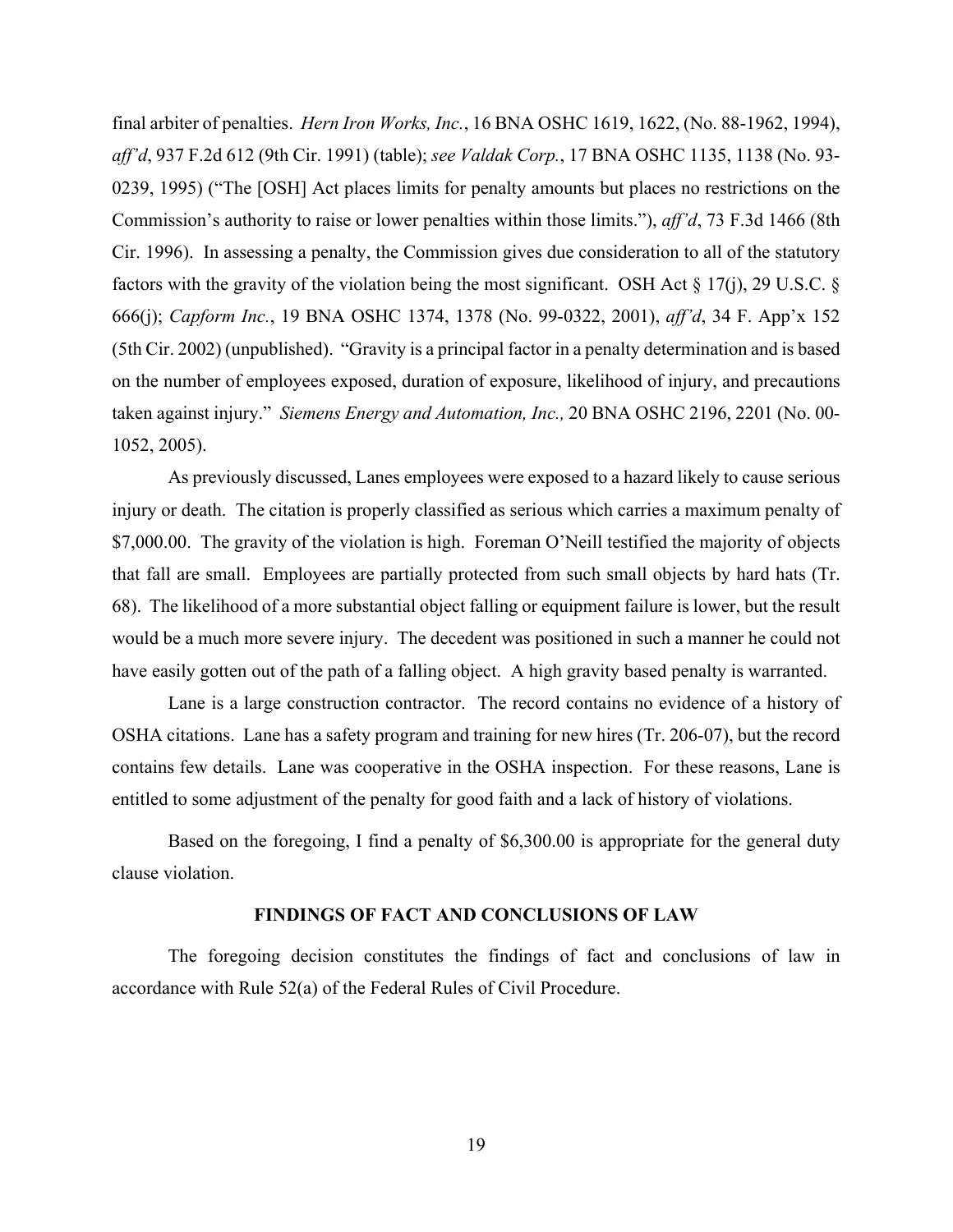final arbiter of penalties. *Hern Iron Works, Inc.*, 16 BNA OSHC 1619, 1622, (No. 88-1962, 1994), *aff'd*, 937 F.2d 612 (9th Cir. 1991) (table); *see Valdak Corp.*, 17 BNA OSHC 1135, 1138 (No. 93-0239, 1995) ("The [OSH] Act places limits for penalty amounts but places no restrictions on the Commission's authority to raise or lower penalties within those limits."), *aff'd*, 73 F.3d 1466 (8th Cir. 1996). In assessing a penalty, the Commission gives due consideration to all of the statutory factors with the gravity of the violation being the most significant. OSH Act § 17(j), 29 U.S.C. § 666(j); *Capform Inc.*, 19 BNA OSHC 1374, 1378 (No. 99-0322, 2001), *aff'd*, 34 F. App'x 152 (5th Cir. 2002) (unpublished). "Gravity is a principal factor in a penalty determination and is based on the number of employees exposed, duration of exposure, likelihood of injury, and precautions taken against injury." *Siemens Energy and Automation, Inc.,* 20 BNA OSHC 2196, 2201 (No. 00-1052, 2005).

As previously discussed, Lanes employees were exposed to a hazard likely to cause serious injury or death. The citation is properly classified as serious which carries a maximum penalty of $7,000.00. The gravity of the violation is high. Foreman O'Neill testified the majority of objects that fall are small. Employees are partially protected from such small objects by hard hats (Tr. 68). The likelihood of a more substantial object falling or equipment failure is lower, but the result would be a much more severe injury. The decedent was positioned in such a manner he could not have easily gotten out of the path of a falling object. A high gravity based penalty is warranted.

Lane is a large construction contractor. The record contains no evidence of a history of OSHA citations. Lane has a safety program and training for new hires (Tr. 206-07), but the record contains few details. Lane was cooperative in the OSHA inspection. For these reasons, Lane is entitled to some adjustment of the penalty for good faith and a lack of history of violations.

Based on the foregoing, I find a penalty of $6,300.00 is appropriate for the general duty clause violation.

## FINDINGS OF FACT AND CONCLUSIONS OF LAW

The foregoing decision constitutes the findings of fact and conclusions of law in accordance with Rule 52(a) of the Federal Rules of Civil Procedure.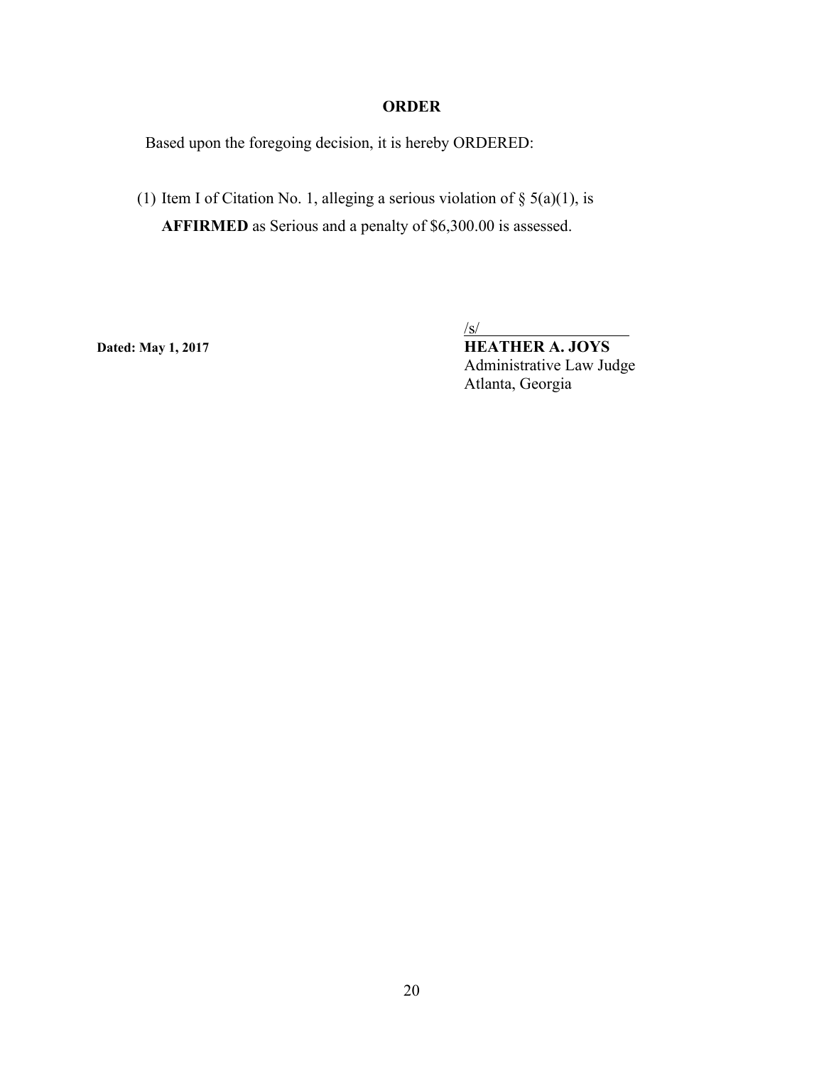## ORDER

Based upon the foregoing decision, it is hereby ORDERED:

(1) Item I of Citation No. 1, alleging a serious violation of § 5(a)(1), is **AFFIRMED** as Serious and a penalty of $6,300.00 is assessed.

**Dated: May 1, 2017**

/s/

**HEATHER A. JOYS**
Administrative Law Judge
Atlanta, Georgia